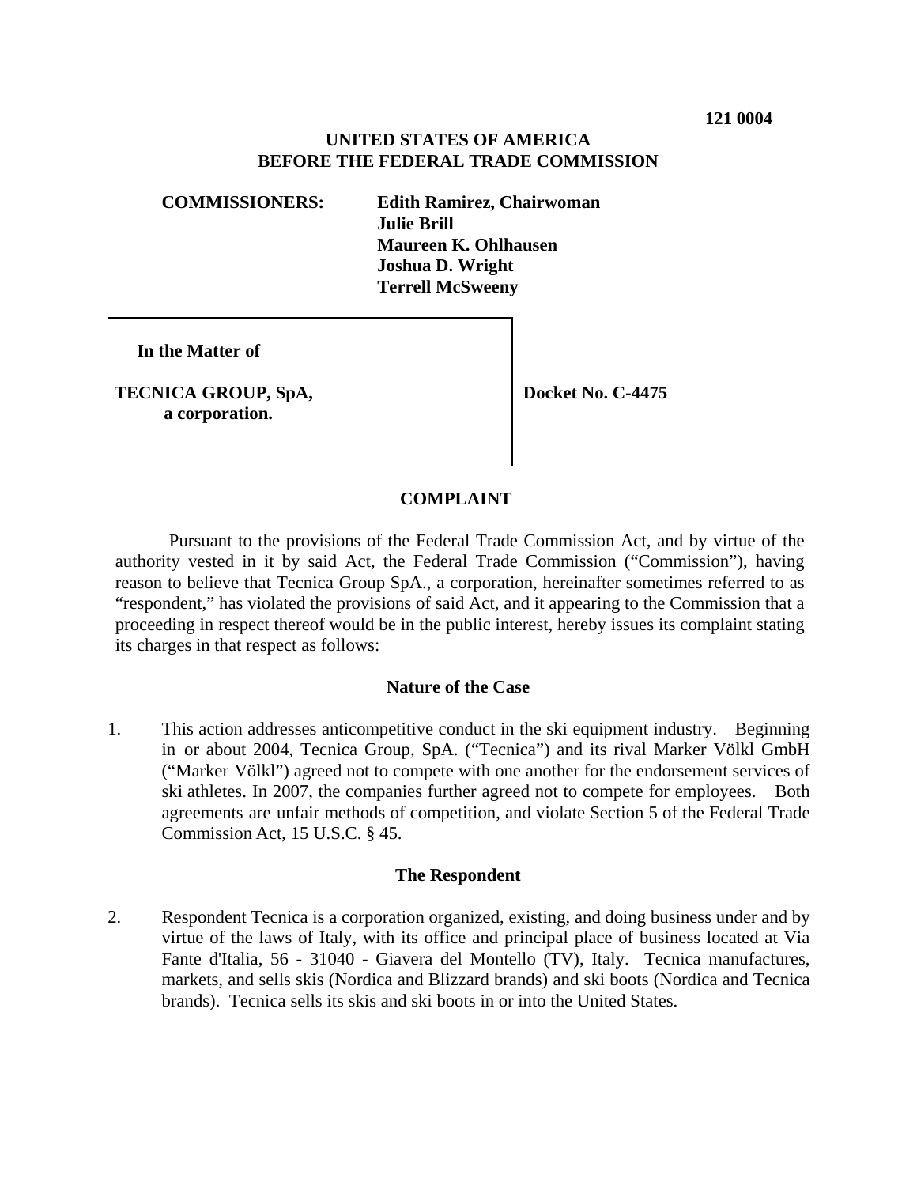**121 0004**

**UNITED STATES OF AMERICA**
**BEFORE THE FEDERAL TRADE COMMISSION**

**COMMISSIONERS:** **Edith Ramirez, Chairwoman**
**Julie Brill**
**Maureen K. Ohlhausen**
**Joshua D. Wright**
**Terrell McSweeny**

| **In the Matter of**<br><br>**TECNICA GROUP, SpA,**<br>**a corporation.** | **Docket No. C-4475** |
|---|---|

## COMPLAINT

Pursuant to the provisions of the Federal Trade Commission Act, and by virtue of the authority vested in it by said Act, the Federal Trade Commission ("Commission"), having reason to believe that Tecnica Group SpA., a corporation, hereinafter sometimes referred to as "respondent," has violated the provisions of said Act, and it appearing to the Commission that a proceeding in respect thereof would be in the public interest, hereby issues its complaint stating its charges in that respect as follows:

### Nature of the Case

1. This action addresses anticompetitive conduct in the ski equipment industry. Beginning in or about 2004, Tecnica Group, SpA. ("Tecnica") and its rival Marker Völkl GmbH ("Marker Völkl") agreed not to compete with one another for the endorsement services of ski athletes. In 2007, the companies further agreed not to compete for employees. Both agreements are unfair methods of competition, and violate Section 5 of the Federal Trade Commission Act, 15 U.S.C. § 45.

### The Respondent

2. Respondent Tecnica is a corporation organized, existing, and doing business under and by virtue of the laws of Italy, with its office and principal place of business located at Via Fante d'Italia, 56 - 31040 - Giavera del Montello (TV), Italy. Tecnica manufactures, markets, and sells skis (Nordica and Blizzard brands) and ski boots (Nordica and Tecnica brands). Tecnica sells its skis and ski boots in or into the United States.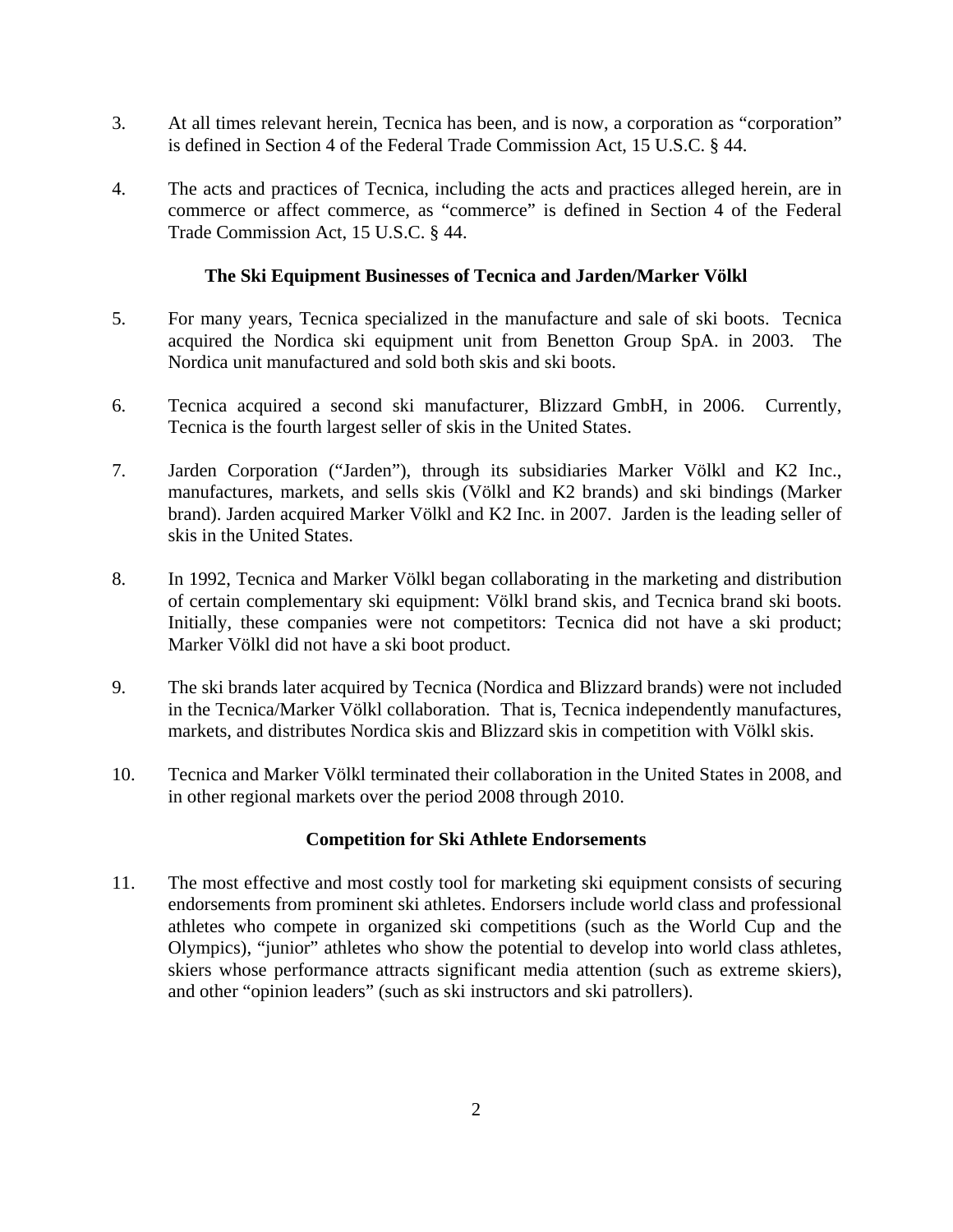3. At all times relevant herein, Tecnica has been, and is now, a corporation as "corporation" is defined in Section 4 of the Federal Trade Commission Act, 15 U.S.C. § 44.

4. The acts and practices of Tecnica, including the acts and practices alleged herein, are in commerce or affect commerce, as "commerce" is defined in Section 4 of the Federal Trade Commission Act, 15 U.S.C. § 44.

### The Ski Equipment Businesses of Tecnica and Jarden/Marker Völkl

5. For many years, Tecnica specialized in the manufacture and sale of ski boots. Tecnica acquired the Nordica ski equipment unit from Benetton Group SpA. in 2003. The Nordica unit manufactured and sold both skis and ski boots.

6. Tecnica acquired a second ski manufacturer, Blizzard GmbH, in 2006. Currently, Tecnica is the fourth largest seller of skis in the United States.

7. Jarden Corporation ("Jarden"), through its subsidiaries Marker Völkl and K2 Inc., manufactures, markets, and sells skis (Völkl and K2 brands) and ski bindings (Marker brand). Jarden acquired Marker Völkl and K2 Inc. in 2007. Jarden is the leading seller of skis in the United States.

8. In 1992, Tecnica and Marker Völkl began collaborating in the marketing and distribution of certain complementary ski equipment: Völkl brand skis, and Tecnica brand ski boots. Initially, these companies were not competitors: Tecnica did not have a ski product; Marker Völkl did not have a ski boot product.

9. The ski brands later acquired by Tecnica (Nordica and Blizzard brands) were not included in the Tecnica/Marker Völkl collaboration. That is, Tecnica independently manufactures, markets, and distributes Nordica skis and Blizzard skis in competition with Völkl skis.

10. Tecnica and Marker Völkl terminated their collaboration in the United States in 2008, and in other regional markets over the period 2008 through 2010.

### Competition for Ski Athlete Endorsements

11. The most effective and most costly tool for marketing ski equipment consists of securing endorsements from prominent ski athletes. Endorsers include world class and professional athletes who compete in organized ski competitions (such as the World Cup and the Olympics), "junior" athletes who show the potential to develop into world class athletes, skiers whose performance attracts significant media attention (such as extreme skiers), and other "opinion leaders" (such as ski instructors and ski patrollers).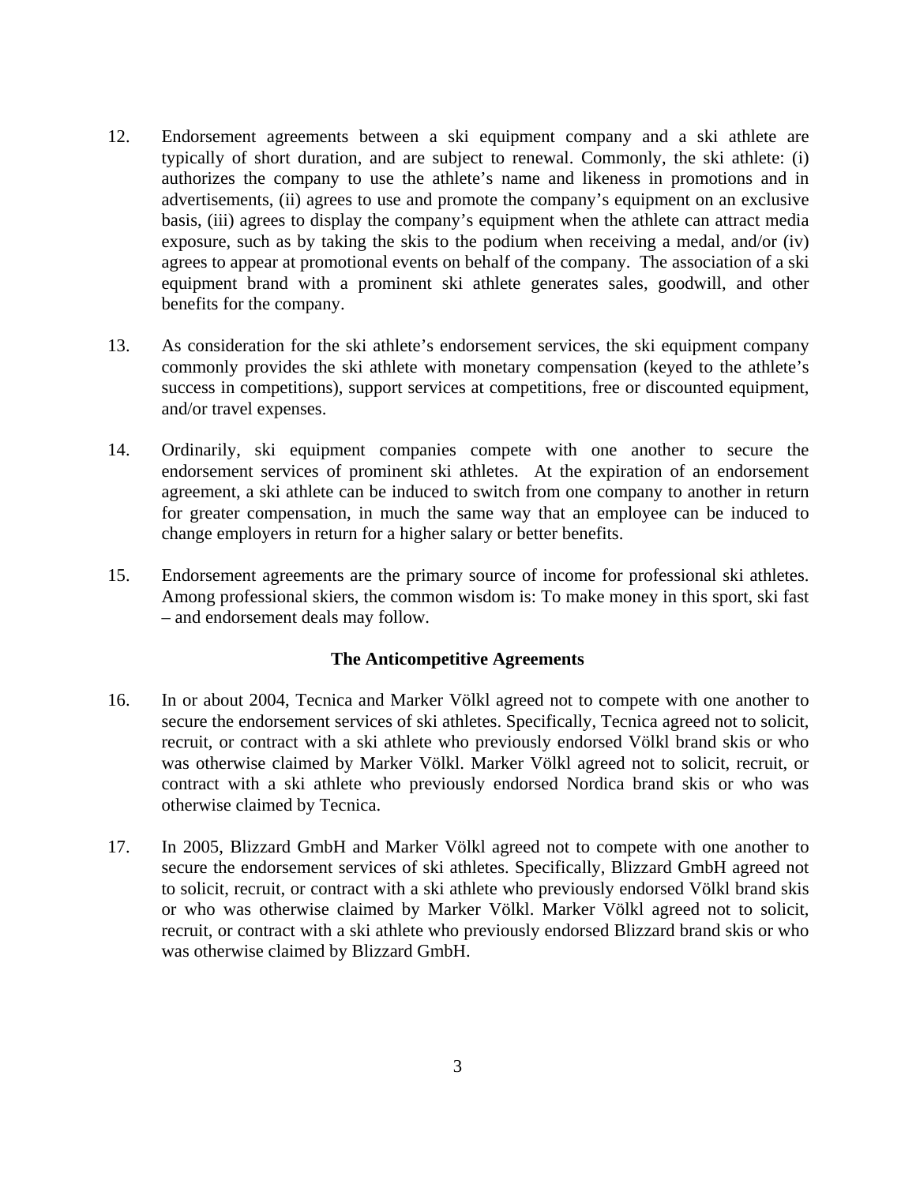12. Endorsement agreements between a ski equipment company and a ski athlete are typically of short duration, and are subject to renewal. Commonly, the ski athlete: (i) authorizes the company to use the athlete's name and likeness in promotions and in advertisements, (ii) agrees to use and promote the company's equipment on an exclusive basis, (iii) agrees to display the company's equipment when the athlete can attract media exposure, such as by taking the skis to the podium when receiving a medal, and/or (iv) agrees to appear at promotional events on behalf of the company. The association of a ski equipment brand with a prominent ski athlete generates sales, goodwill, and other benefits for the company.

13. As consideration for the ski athlete's endorsement services, the ski equipment company commonly provides the ski athlete with monetary compensation (keyed to the athlete's success in competitions), support services at competitions, free or discounted equipment, and/or travel expenses.

14. Ordinarily, ski equipment companies compete with one another to secure the endorsement services of prominent ski athletes. At the expiration of an endorsement agreement, a ski athlete can be induced to switch from one company to another in return for greater compensation, in much the same way that an employee can be induced to change employers in return for a higher salary or better benefits.

15. Endorsement agreements are the primary source of income for professional ski athletes. Among professional skiers, the common wisdom is: To make money in this sport, ski fast – and endorsement deals may follow.

**The Anticompetitive Agreements**

16. In or about 2004, Tecnica and Marker Völkl agreed not to compete with one another to secure the endorsement services of ski athletes. Specifically, Tecnica agreed not to solicit, recruit, or contract with a ski athlete who previously endorsed Völkl brand skis or who was otherwise claimed by Marker Völkl. Marker Völkl agreed not to solicit, recruit, or contract with a ski athlete who previously endorsed Nordica brand skis or who was otherwise claimed by Tecnica.

17. In 2005, Blizzard GmbH and Marker Völkl agreed not to compete with one another to secure the endorsement services of ski athletes. Specifically, Blizzard GmbH agreed not to solicit, recruit, or contract with a ski athlete who previously endorsed Völkl brand skis or who was otherwise claimed by Marker Völkl. Marker Völkl agreed not to solicit, recruit, or contract with a ski athlete who previously endorsed Blizzard brand skis or who was otherwise claimed by Blizzard GmbH.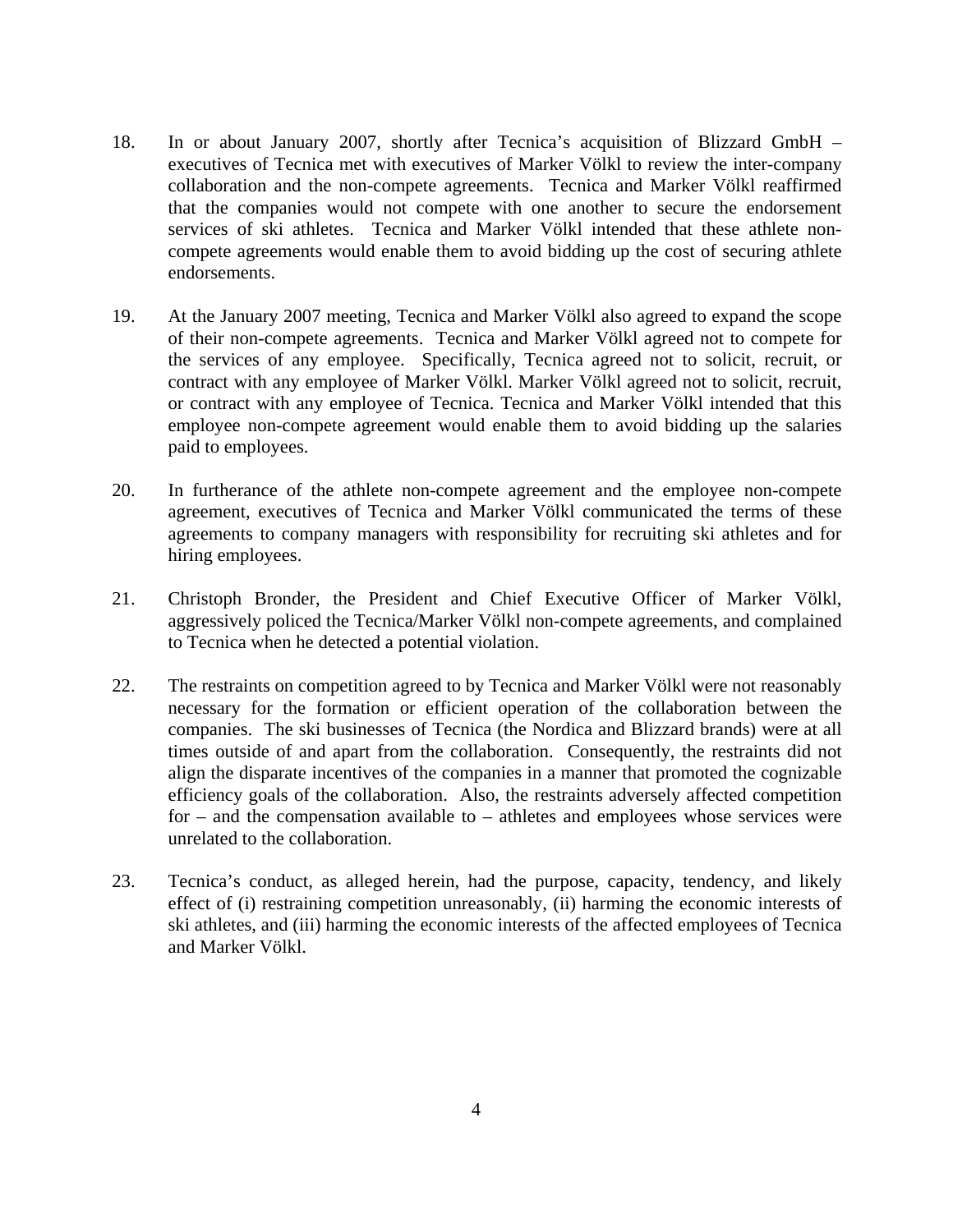18. In or about January 2007, shortly after Tecnica's acquisition of Blizzard GmbH – executives of Tecnica met with executives of Marker Völkl to review the inter-company collaboration and the non-compete agreements. Tecnica and Marker Völkl reaffirmed that the companies would not compete with one another to secure the endorsement services of ski athletes. Tecnica and Marker Völkl intended that these athlete non-compete agreements would enable them to avoid bidding up the cost of securing athlete endorsements.

19. At the January 2007 meeting, Tecnica and Marker Völkl also agreed to expand the scope of their non-compete agreements. Tecnica and Marker Völkl agreed not to compete for the services of any employee. Specifically, Tecnica agreed not to solicit, recruit, or contract with any employee of Marker Völkl. Marker Völkl agreed not to solicit, recruit, or contract with any employee of Tecnica. Tecnica and Marker Völkl intended that this employee non-compete agreement would enable them to avoid bidding up the salaries paid to employees.

20. In furtherance of the athlete non-compete agreement and the employee non-compete agreement, executives of Tecnica and Marker Völkl communicated the terms of these agreements to company managers with responsibility for recruiting ski athletes and for hiring employees.

21. Christoph Bronder, the President and Chief Executive Officer of Marker Völkl, aggressively policed the Tecnica/Marker Völkl non-compete agreements, and complained to Tecnica when he detected a potential violation.

22. The restraints on competition agreed to by Tecnica and Marker Völkl were not reasonably necessary for the formation or efficient operation of the collaboration between the companies. The ski businesses of Tecnica (the Nordica and Blizzard brands) were at all times outside of and apart from the collaboration. Consequently, the restraints did not align the disparate incentives of the companies in a manner that promoted the cognizable efficiency goals of the collaboration. Also, the restraints adversely affected competition for – and the compensation available to – athletes and employees whose services were unrelated to the collaboration.

23. Tecnica's conduct, as alleged herein, had the purpose, capacity, tendency, and likely effect of (i) restraining competition unreasonably, (ii) harming the economic interests of ski athletes, and (iii) harming the economic interests of the affected employees of Tecnica and Marker Völkl.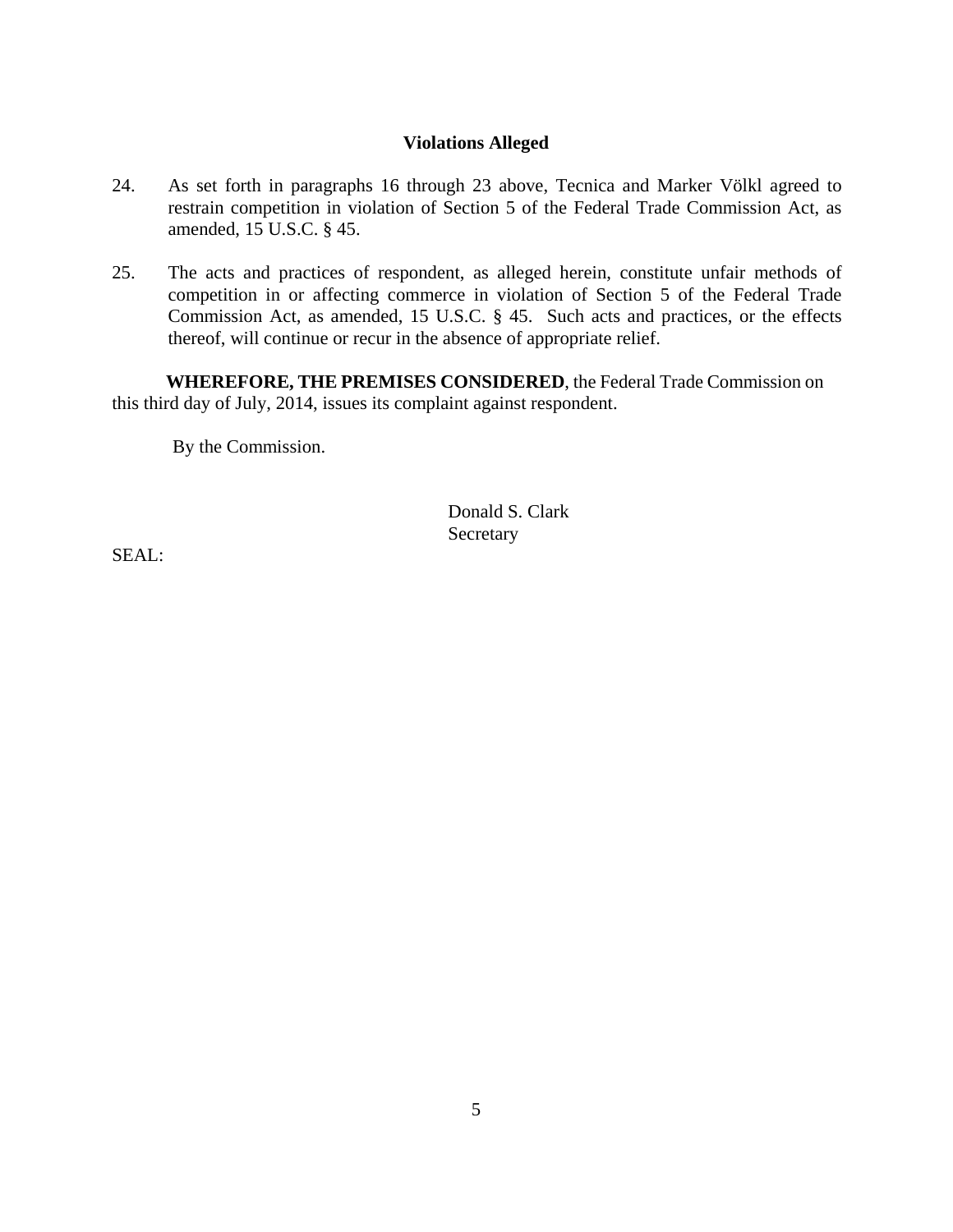## Violations Alleged

24. As set forth in paragraphs 16 through 23 above, Tecnica and Marker Völkl agreed to restrain competition in violation of Section 5 of the Federal Trade Commission Act, as amended, 15 U.S.C. § 45.

25. The acts and practices of respondent, as alleged herein, constitute unfair methods of competition in or affecting commerce in violation of Section 5 of the Federal Trade Commission Act, as amended, 15 U.S.C. § 45. Such acts and practices, or the effects thereof, will continue or recur in the absence of appropriate relief.

**WHEREFORE, THE PREMISES CONSIDERED**, the Federal Trade Commission on this third day of July, 2014, issues its complaint against respondent.

By the Commission.

Donald S. Clark
Secretary

SEAL: